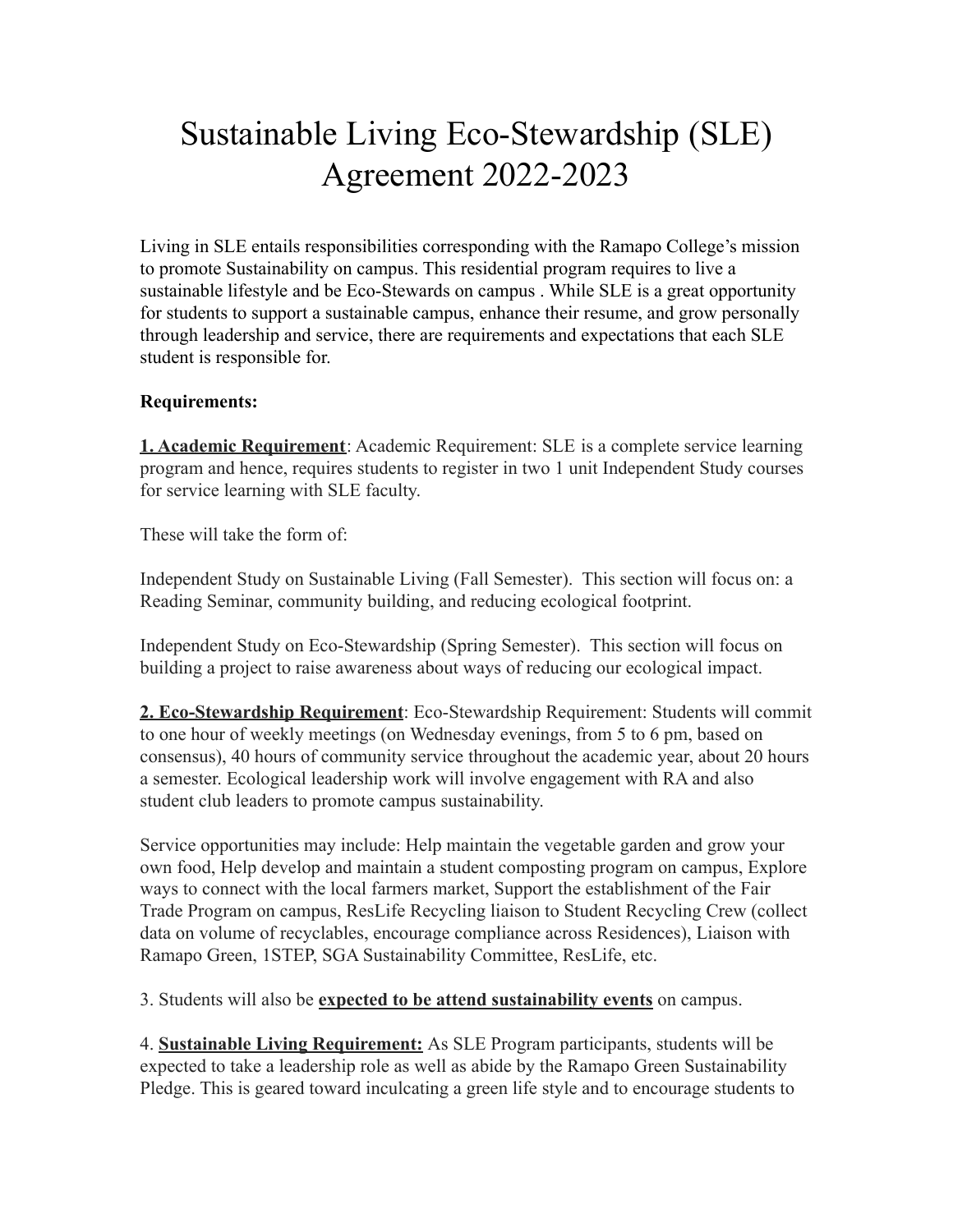# Sustainable Living Eco-Stewardship (SLE) Agreement 2022-2023

Living in SLE entails responsibilities corresponding with the Ramapo College's mission to promote Sustainability on campus. This residential program requires to live a sustainable lifestyle and be Eco-Stewards on campus . While SLE is a great opportunity for students to support a sustainable campus, enhance their resume, and grow personally through leadership and service, there are requirements and expectations that each SLE student is responsible for.

**Requirements:**

**1. Academic Requirement**: Academic Requirement: SLE is a complete service learning program and hence, requires students to register in two 1 unit Independent Study courses for service learning with SLE faculty.

These will take the form of:

Independent Study on Sustainable Living (Fall Semester). This section will focus on: a Reading Seminar, community building, and reducing ecological footprint.

Independent Study on Eco-Stewardship (Spring Semester). This section will focus on building a project to raise awareness about ways of reducing our ecological impact.

**2. Eco-Stewardship Requirement**: Eco-Stewardship Requirement: Students will commit to one hour of weekly meetings (on Wednesday evenings, from 5 to 6 pm, based on consensus), 40 hours of community service throughout the academic year, about 20 hours a semester. Ecological leadership work will involve engagement with RA and also student club leaders to promote campus sustainability.

Service opportunities may include: Help maintain the vegetable garden and grow your own food, Help develop and maintain a student composting program on campus, Explore ways to connect with the local farmers market, Support the establishment of the Fair Trade Program on campus, ResLife Recycling liaison to Student Recycling Crew (collect data on volume of recyclables, encourage compliance across Residences), Liaison with Ramapo Green, 1STEP, SGA Sustainability Committee, ResLife, etc.

3. Students will also be **expected to be attend sustainability events** on campus.

4. **Sustainable Living Requirement:** As SLE Program participants, students will be expected to take a leadership role as well as abide by the Ramapo Green Sustainability Pledge. This is geared toward inculcating a green life style and to encourage students to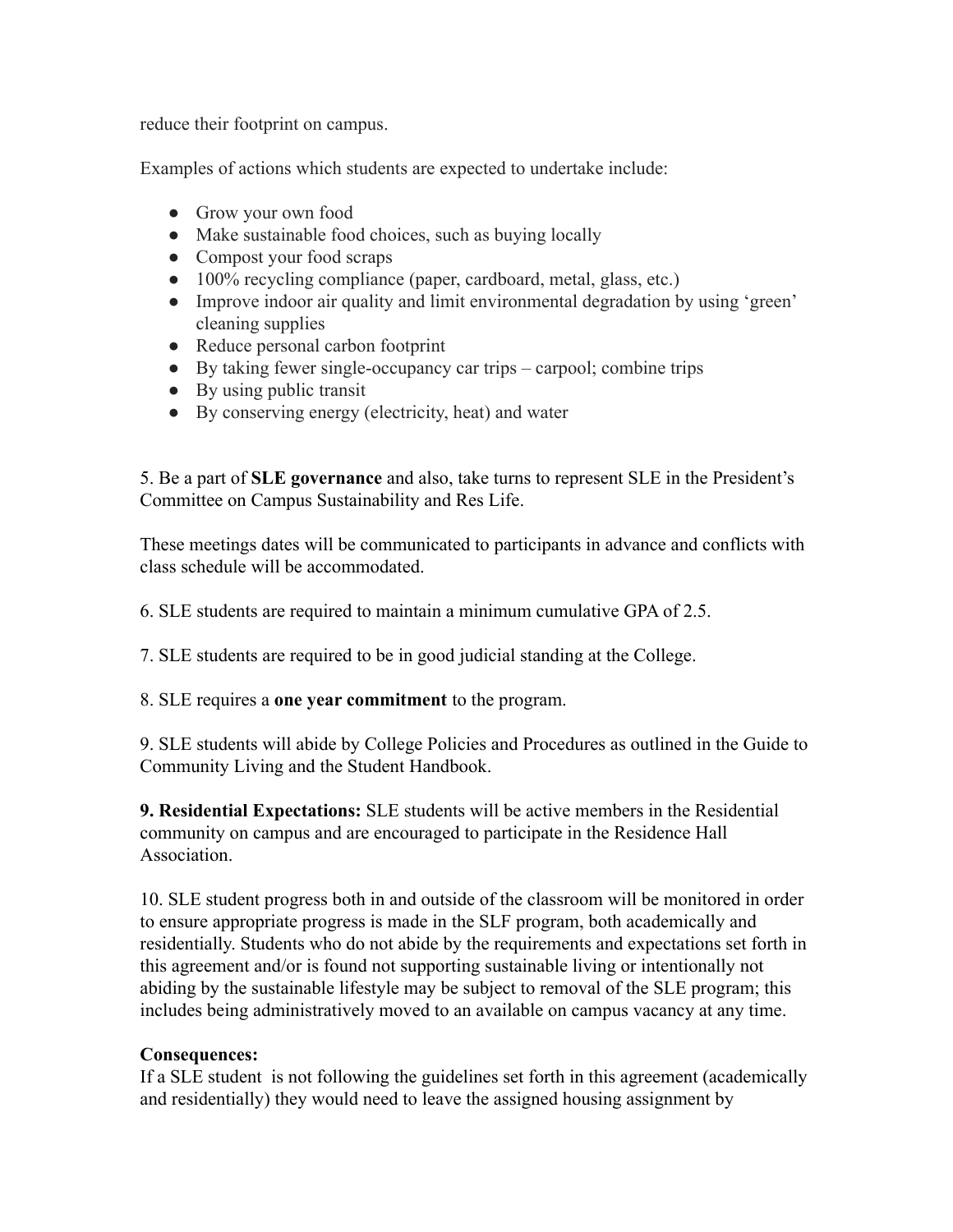reduce their footprint on campus.

Examples of actions which students are expected to undertake include:

- Grow your own food
- Make sustainable food choices, such as buying locally
- Compost your food scraps
- 100% recycling compliance (paper, cardboard, metal, glass, etc.)
- Improve indoor air quality and limit environmental degradation by using 'green' cleaning supplies
- Reduce personal carbon footprint
- By taking fewer single-occupancy car trips – carpool; combine trips
- By using public transit
- By conserving energy (electricity, heat) and water

5. Be a part of **SLE governance** and also, take turns to represent SLE in the President's Committee on Campus Sustainability and Res Life.

These meetings dates will be communicated to participants in advance and conflicts with class schedule will be accommodated.

6. SLE students are required to maintain a minimum cumulative GPA of 2.5.

7. SLE students are required to be in good judicial standing at the College.

8. SLE requires a **one year commitment** to the program.

9. SLE students will abide by College Policies and Procedures as outlined in the Guide to Community Living and the Student Handbook.

**9. Residential Expectations:** SLE students will be active members in the Residential community on campus and are encouraged to participate in the Residence Hall Association.

10. SLE student progress both in and outside of the classroom will be monitored in order to ensure appropriate progress is made in the SLF program, both academically and residentially. Students who do not abide by the requirements and expectations set forth in this agreement and/or is found not supporting sustainable living or intentionally not abiding by the sustainable lifestyle may be subject to removal of the SLE program; this includes being administratively moved to an available on campus vacancy at any time.

**Consequences:**
If a SLE student is not following the guidelines set forth in this agreement (academically and residentially) they would need to leave the assigned housing assignment by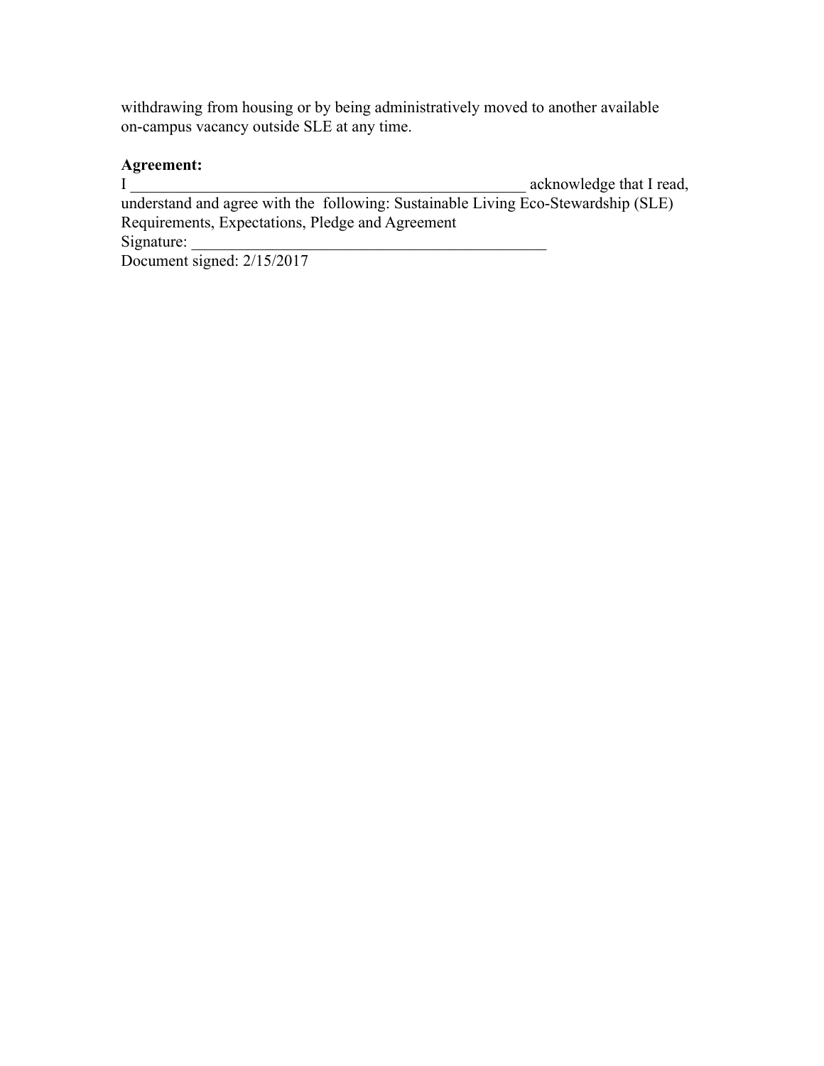withdrawing from housing or by being administratively moved to another available on-campus vacancy outside SLE at any time.

**Agreement:**

I ___________________________________________________ acknowledge that I read, understand and agree with the following: Sustainable Living Eco-Stewardship (SLE) Requirements, Expectations, Pledge and Agreement

Signature: _____________________________________________

Document signed: 2/15/2017